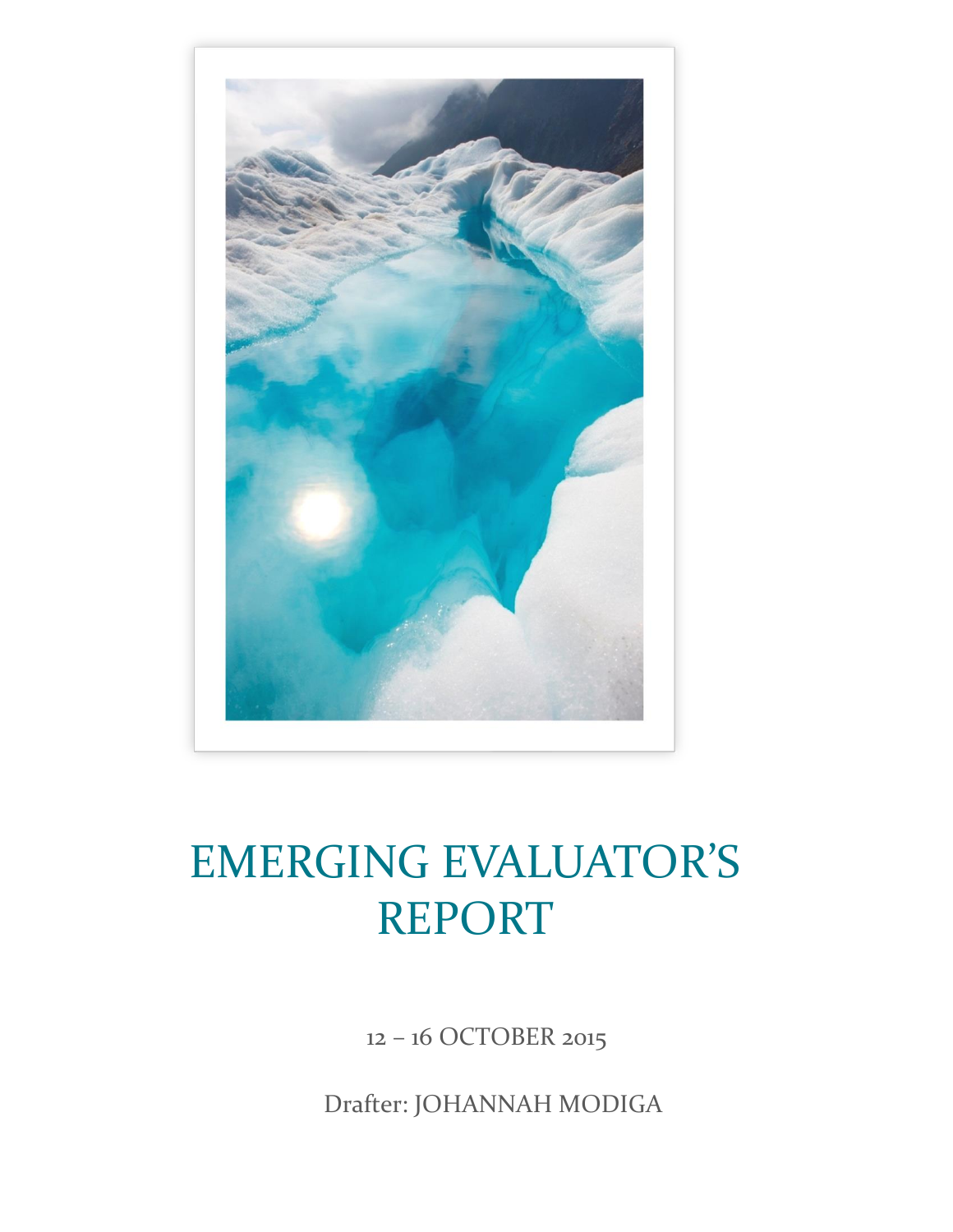# EMERGING EVALUATOR'S REPORT

12 – 16 OCTOBER 2015

Drafter: JOHANNAH MODIGA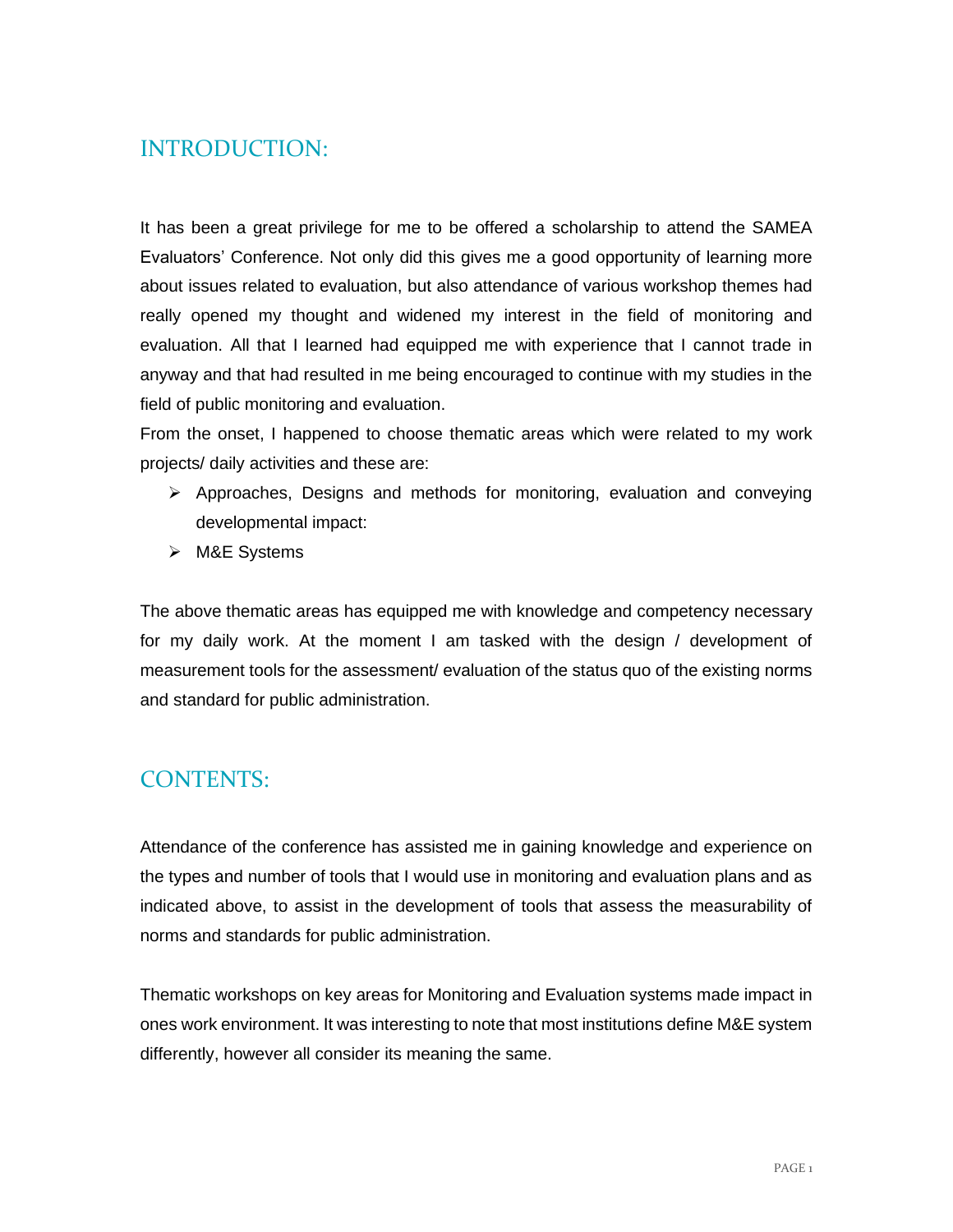## INTRODUCTION:

It has been a great privilege for me to be offered a scholarship to attend the SAMEA Evaluators' Conference. Not only did this gives me a good opportunity of learning more about issues related to evaluation, but also attendance of various workshop themes had really opened my thought and widened my interest in the field of monitoring and evaluation. All that I learned had equipped me with experience that I cannot trade in anyway and that had resulted in me being encouraged to continue with my studies in the field of public monitoring and evaluation.

From the onset, I happened to choose thematic areas which were related to my work projects/ daily activities and these are:

- Approaches, Designs and methods for monitoring, evaluation and conveying developmental impact:
- M&E Systems

The above thematic areas has equipped me with knowledge and competency necessary for my daily work. At the moment I am tasked with the design / development of measurement tools for the assessment/ evaluation of the status quo of the existing norms and standard for public administration.

## CONTENTS:

Attendance of the conference has assisted me in gaining knowledge and experience on the types and number of tools that I would use in monitoring and evaluation plans and as indicated above, to assist in the development of tools that assess the measurability of norms and standards for public administration.

Thematic workshops on key areas for Monitoring and Evaluation systems made impact in ones work environment. It was interesting to note that most institutions define M&E system differently, however all consider its meaning the same.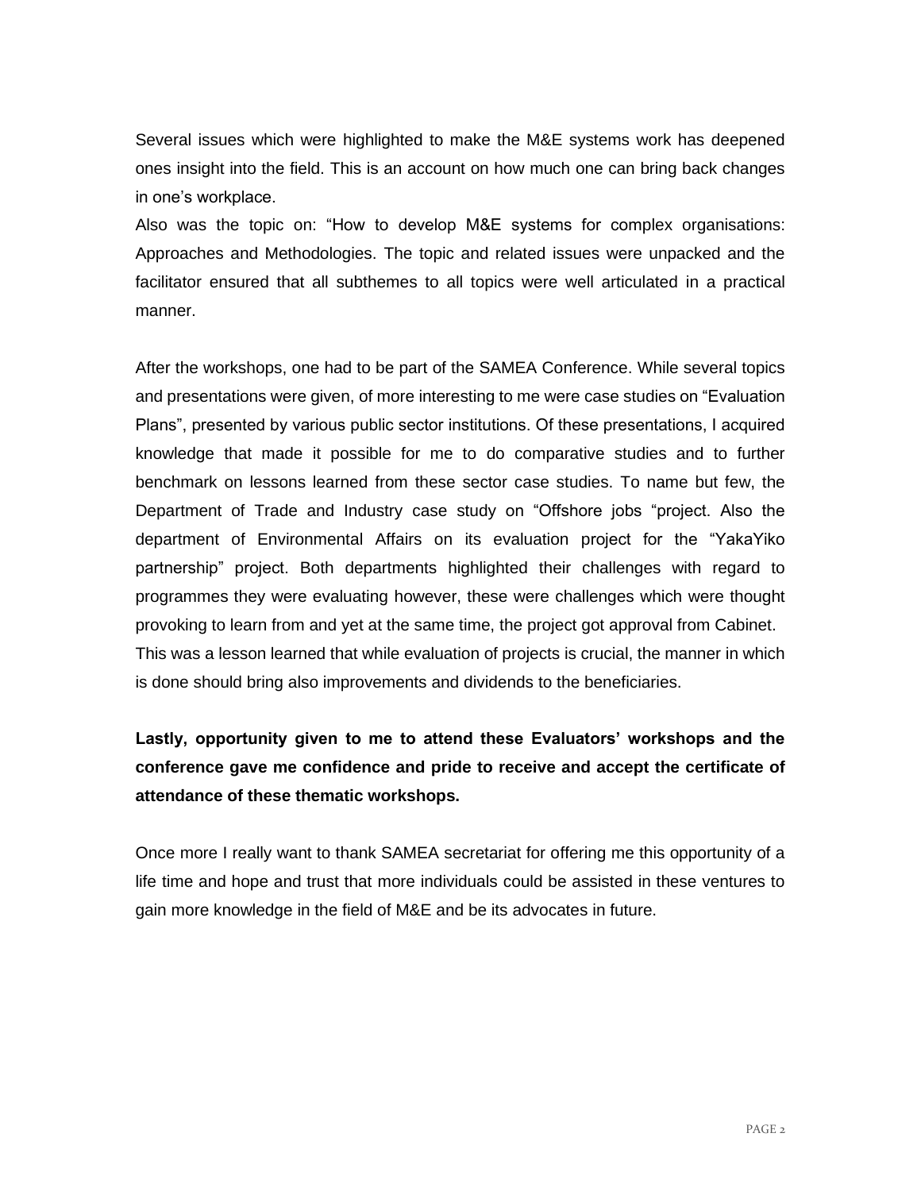Several issues which were highlighted to make the M&E systems work has deepened ones insight into the field. This is an account on how much one can bring back changes in one's workplace.
Also was the topic on: "How to develop M&E systems for complex organisations: Approaches and Methodologies. The topic and related issues were unpacked and the facilitator ensured that all subthemes to all topics were well articulated in a practical manner.

After the workshops, one had to be part of the SAMEA Conference. While several topics and presentations were given, of more interesting to me were case studies on "Evaluation Plans", presented by various public sector institutions. Of these presentations, I acquired knowledge that made it possible for me to do comparative studies and to further benchmark on lessons learned from these sector case studies. To name but few, the Department of Trade and Industry case study on "Offshore jobs "project. Also the department of Environmental Affairs on its evaluation project for the "YakaYiko partnership" project. Both departments highlighted their challenges with regard to programmes they were evaluating however, these were challenges which were thought provoking to learn from and yet at the same time, the project got approval from Cabinet.
This was a lesson learned that while evaluation of projects is crucial, the manner in which is done should bring also improvements and dividends to the beneficiaries.

**Lastly, opportunity given to me to attend these Evaluators' workshops and the conference gave me confidence and pride to receive and accept the certificate of attendance of these thematic workshops.**

Once more I really want to thank SAMEA secretariat for offering me this opportunity of a life time and hope and trust that more individuals could be assisted in these ventures to gain more knowledge in the field of M&E and be its advocates in future.